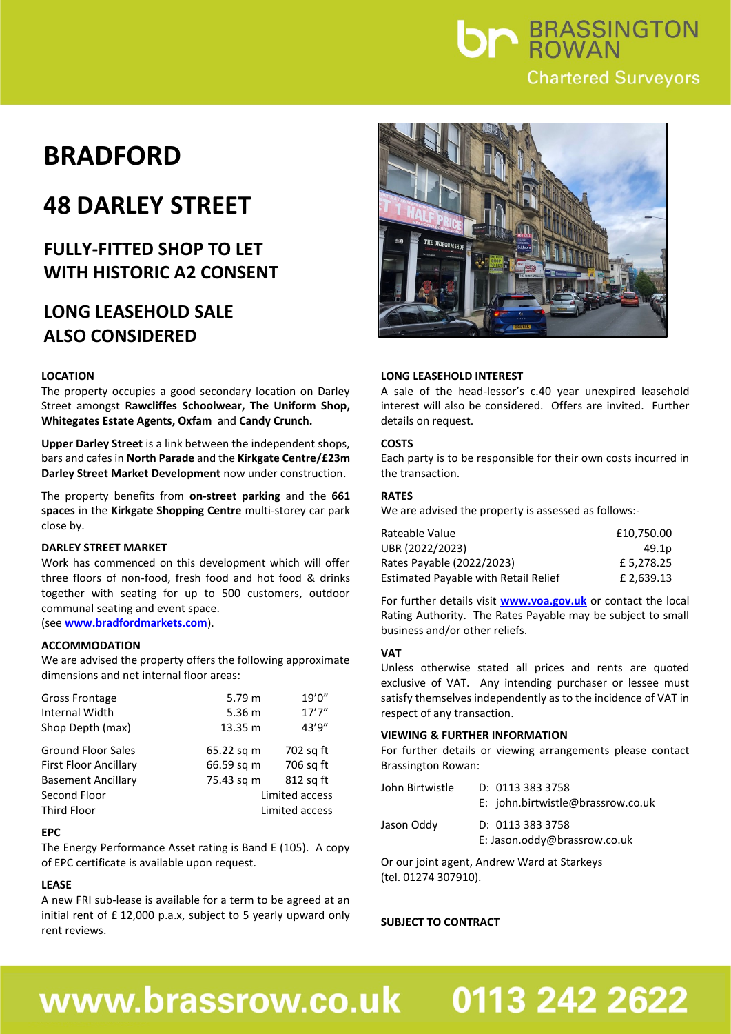# BRADFORD

# 48 DARLEY STREET

## FULLY-FITTED SHOP TO LET WITH HISTORIC A2 CONSENT

## LONG LEASEHOLD SALE ALSO CONSIDERED

### LOCATION

The property occupies a good secondary location on Darley Street amongst **Rawcliffes Schoolwear, The Uniform Shop, Whitegates Estate Agents, Oxfam** and **Candy Crunch.**

**Upper Darley Street** is a link between the independent shops, bars and cafes in **North Parade** and the **Kirkgate Centre/£23m Darley Street Market Development** now under construction.

The property benefits from **on-street parking** and the **661 spaces** in the **Kirkgate Shopping Centre** multi-storey car park close by.

### DARLEY STREET MARKET

Work has commenced on this development which will offer three floors of non-food, fresh food and hot food & drinks together with seating for up to 500 customers, outdoor communal seating and event space.
(see **www.bradfordmarkets.com**).

### ACCOMMODATION

We are advised the property offers the following approximate dimensions and net internal floor areas:

| | | |
|---|---|---|
| Gross Frontage | 5.79 m | 19'0" |
| Internal Width | 5.36 m | 17'7" |
| Shop Depth (max) | 13.35 m | 43'9" |
| Ground Floor Sales | 65.22 sq m | 702 sq ft |
| First Floor Ancillary | 66.59 sq m | 706 sq ft |
| Basement Ancillary | 75.43 sq m | 812 sq ft |
| Second Floor | Limited access | |
| Third Floor | Limited access | |

### EPC

The Energy Performance Asset rating is Band E (105). A copy of EPC certificate is available upon request.

### LEASE

A new FRI sub-lease is available for a term to be agreed at an initial rent of £ 12,000 p.a.x, subject to 5 yearly upward only rent reviews.

### LONG LEASEHOLD INTEREST

A sale of the head-lessor's c.40 year unexpired leasehold interest will also be considered. Offers are invited. Further details on request.

### COSTS

Each party is to be responsible for their own costs incurred in the transaction.

### RATES

We are advised the property is assessed as follows:-

| | |
|---|---|
| Rateable Value | £10,750.00 |
| UBR (2022/2023) | 49.1p |
| Rates Payable (2022/2023) | £ 5,278.25 |
| Estimated Payable with Retail Relief | £ 2,639.13 |

For further details visit **www.voa.gov.uk** or contact the local Rating Authority. The Rates Payable may be subject to small business and/or other reliefs.

### VAT

Unless otherwise stated all prices and rents are quoted exclusive of VAT. Any intending purchaser or lessee must satisfy themselves independently as to the incidence of VAT in respect of any transaction.

### VIEWING & FURTHER INFORMATION

For further details or viewing arrangements please contact Brassington Rowan:

| | |
|---|---|
| John Birtwistle | D: 0113 383 3758<br>E: john.birtwistle@brassrow.co.uk |
| Jason Oddy | D: 0113 383 3758<br>E: Jason.oddy@brassrow.co.uk |

Or our joint agent, Andrew Ward at Starkeys (tel. 01274 307910).

**SUBJECT TO CONTRACT**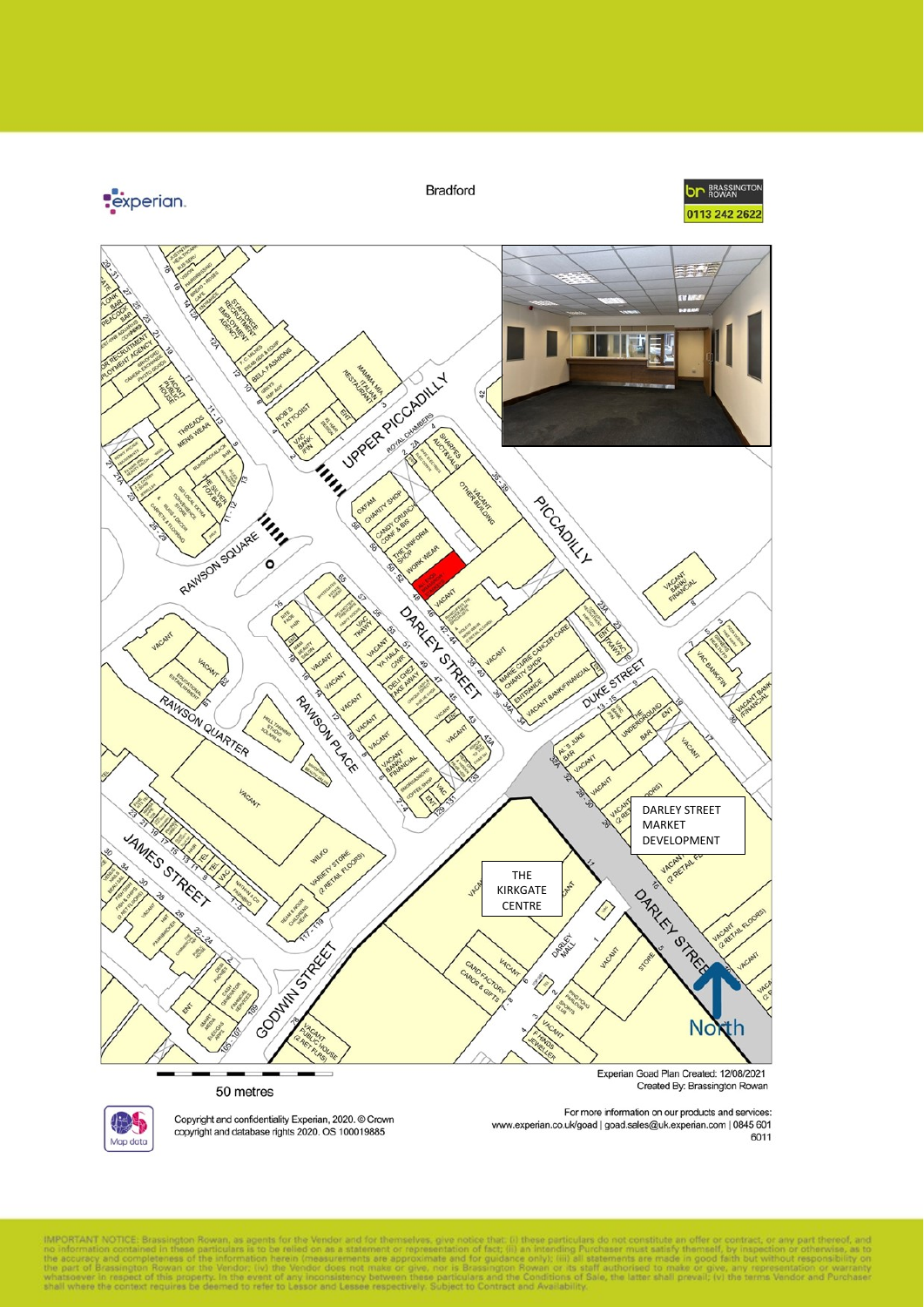experian.

Bradford

br BRASSINGTON ROWAN

0113 242 2622

DARLEY STREET MARKET DEVELOPMENT

THE KIRKGATE CENTRE

North

50 metres

Experian Goad Plan Created: 12/08/2021
Created By: Brassington Rowan

Copyright and confidentiality Experian, 2020. © Crown copyright and database rights 2020. OS 100019885

For more information on our products and services:
www.experian.co.uk/goad | goad.sales@uk.experian.com | 0845 601 6011

IMPORTANT NOTICE: Brassington Rowan, as agents for the Vendor and for themselves, give notice that: (i) these particulars do not constitute an offer or contract, or any part thereof, and no information contained in these particulars is to be relied on as a statement or representation of fact; (ii) an intending Purchaser must satisfy themself, by inspection or otherwise, as to the accuracy and completeness of the information herein (measurements are approximate and for guidance only); (iii) all statements are made in good faith but without responsibility on the part of Brassington Rowan or the Vendor; (iv) the Vendor does not make or give, nor is Brassington Rowan or its staff authorised to make or give, any representation or warranty whatsoever in respect of this property. In the event of any inconsistency between these particulars and the Conditions of Sale, the latter shall prevail; (v) the terms Vendor and Purchaser shall where the context requires be deemed to refer to Lessor and Lessee respectively. Subject to Contract and Availability.